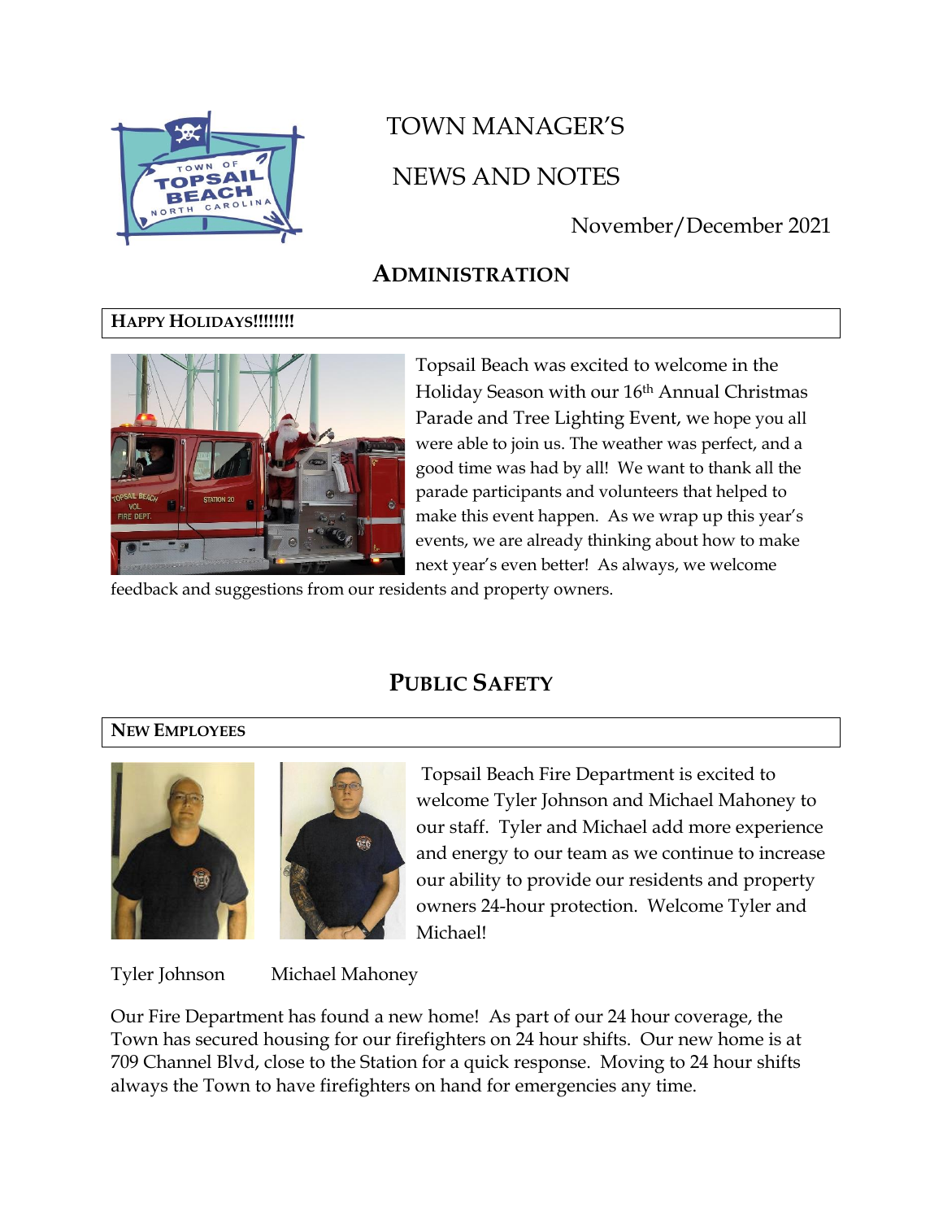# TOWN MANAGER'S

# NEWS AND NOTES

November/December 2021

## ADMINISTRATION

### HAPPY HOLIDAYS!!!!!!!!

Topsail Beach was excited to welcome in the Holiday Season with our 16th Annual Christmas Parade and Tree Lighting Event, we hope you all were able to join us. The weather was perfect, and a good time was had by all! We want to thank all the parade participants and volunteers that helped to make this event happen. As we wrap up this year's events, we are already thinking about how to make next year's even better! As always, we welcome feedback and suggestions from our residents and property owners.

## PUBLIC SAFETY

### NEW EMPLOYEES

Topsail Beach Fire Department is excited to welcome Tyler Johnson and Michael Mahoney to our staff. Tyler and Michael add more experience and energy to our team as we continue to increase our ability to provide our residents and property owners 24-hour protection. Welcome Tyler and Michael!

Tyler Johnson Michael Mahoney

Our Fire Department has found a new home! As part of our 24 hour coverage, the Town has secured housing for our firefighters on 24 hour shifts. Our new home is at 709 Channel Blvd, close to the Station for a quick response. Moving to 24 hour shifts always the Town to have firefighters on hand for emergencies any time.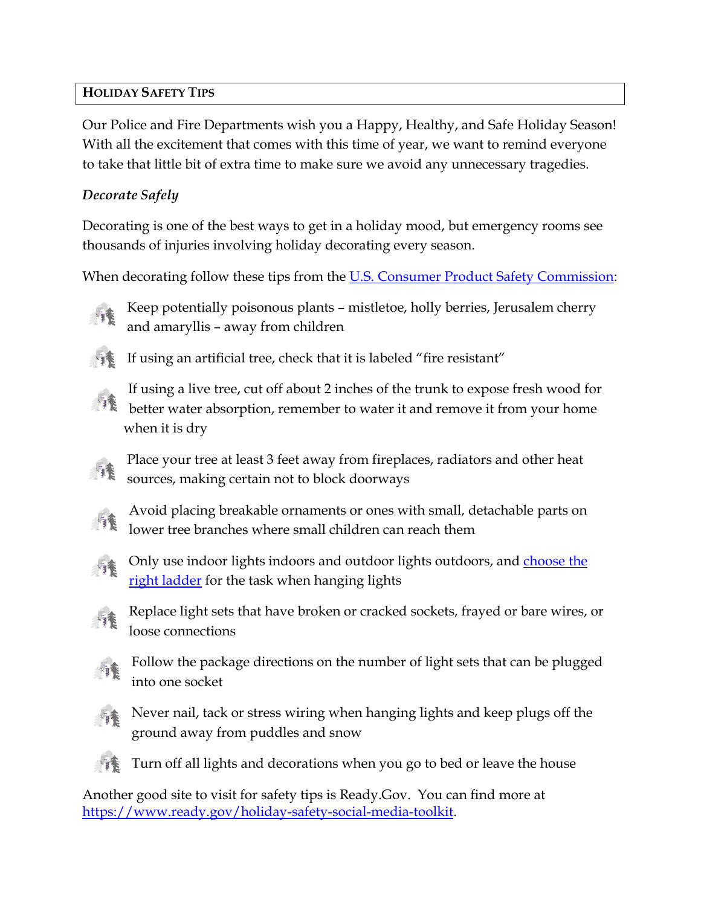## HOLIDAY SAFETY TIPS

Our Police and Fire Departments wish you a Happy, Healthy, and Safe Holiday Season! With all the excitement that comes with this time of year, we want to remind everyone to take that little bit of extra time to make sure we avoid any unnecessary tragedies.

### *Decorate Safely*

Decorating is one of the best ways to get in a holiday mood, but emergency rooms see thousands of injuries involving holiday decorating every season.

When decorating follow these tips from the [U.S. Consumer Product Safety Commission]():

- Keep potentially poisonous plants – mistletoe, holly berries, Jerusalem cherry and amaryllis – away from children
- If using an artificial tree, check that it is labeled "fire resistant"
- If using a live tree, cut off about 2 inches of the trunk to expose fresh wood for better water absorption, remember to water it and remove it from your home when it is dry
- Place your tree at least 3 feet away from fireplaces, radiators and other heat sources, making certain not to block doorways
- Avoid placing breakable ornaments or ones with small, detachable parts on lower tree branches where small children can reach them
- Only use indoor lights indoors and outdoor lights outdoors, and [choose the right ladder]() for the task when hanging lights
- Replace light sets that have broken or cracked sockets, frayed or bare wires, or loose connections
- Follow the package directions on the number of light sets that can be plugged into one socket
- Never nail, tack or stress wiring when hanging lights and keep plugs off the ground away from puddles and snow
- Turn off all lights and decorations when you go to bed or leave the house

Another good site to visit for safety tips is Ready.Gov. You can find more at [https://www.ready.gov/holiday-safety-social-media-toolkit](https://www.ready.gov/holiday-safety-social-media-toolkit).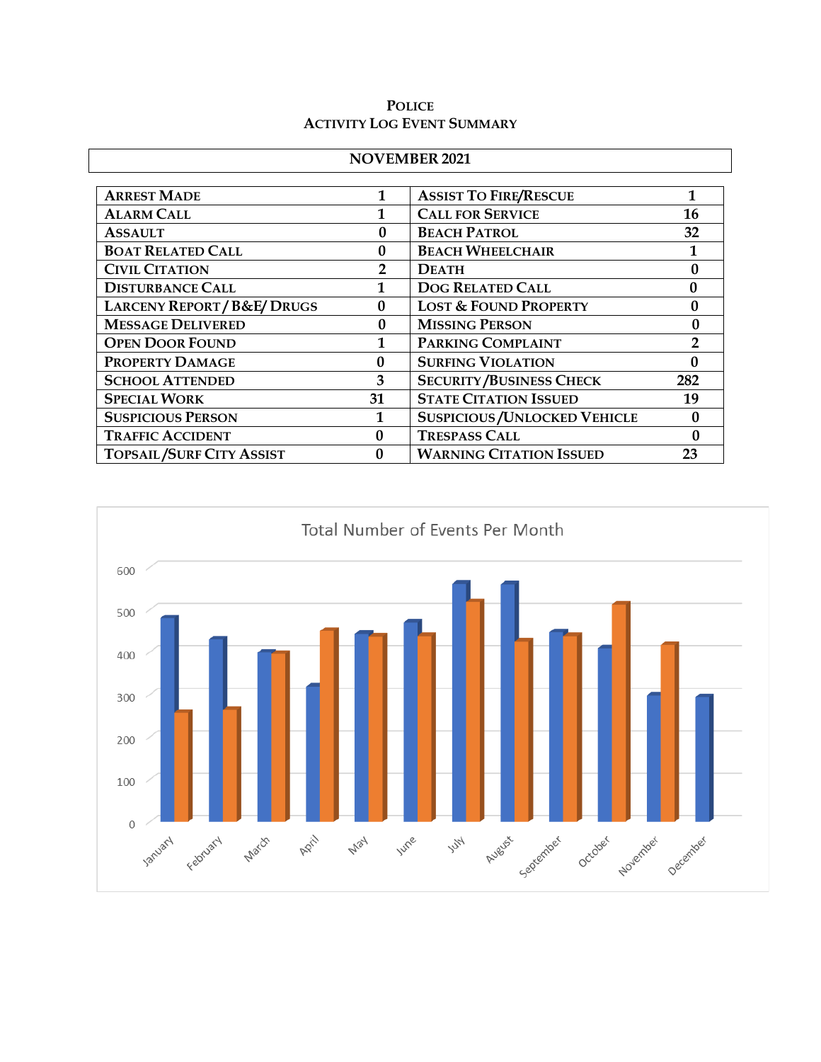# Police
## Activity Log Event Summary

**NOVEMBER 2021**

| | | | |
|---|---|---|---|
| Arrest Made | 1 | Assist To Fire/Rescue | 1 |
| Alarm Call | 1 | Call for Service | 16 |
| Assault | 0 | Beach Patrol | 32 |
| Boat Related Call | 0 | Beach Wheelchair | 1 |
| Civil Citation | 2 | Death | 0 |
| Disturbance Call | 1 | Dog Related Call | 0 |
| Larceny Report / B&E/ Drugs | 0 | Lost & Found Property | 0 |
| Message Delivered | 0 | Missing Person | 0 |
| Open Door Found | 1 | Parking Complaint | 2 |
| Property Damage | 0 | Surfing Violation | 0 |
| School Attended | 3 | Security /Business Check | 282 |
| Special Work | 31 | State Citation Issued | 19 |
| Suspicious Person | 1 | Suspicious /Unlocked Vehicle | 0 |
| Traffic Accident | 0 | Trespass Call | 0 |
| Topsail /Surf City Assist | 0 | Warning Citation Issued | 23 |

Total Number of Events Per Month

| Month | Series 1 (blue) | Series 2 (orange) |
|---|---|---|
| January | ~480 | ~255 |
| February | ~430 | ~262 |
| March | ~397 | ~395 |
| April | ~317 | ~450 |
| May | ~443 | ~437 |
| June | ~470 | ~438 |
| July | ~562 | ~518 |
| August | ~560 | ~425 |
| September | ~447 | ~438 |
| October | ~408 | ~512 |
| November | ~297 | ~415 |
| December | ~293 | |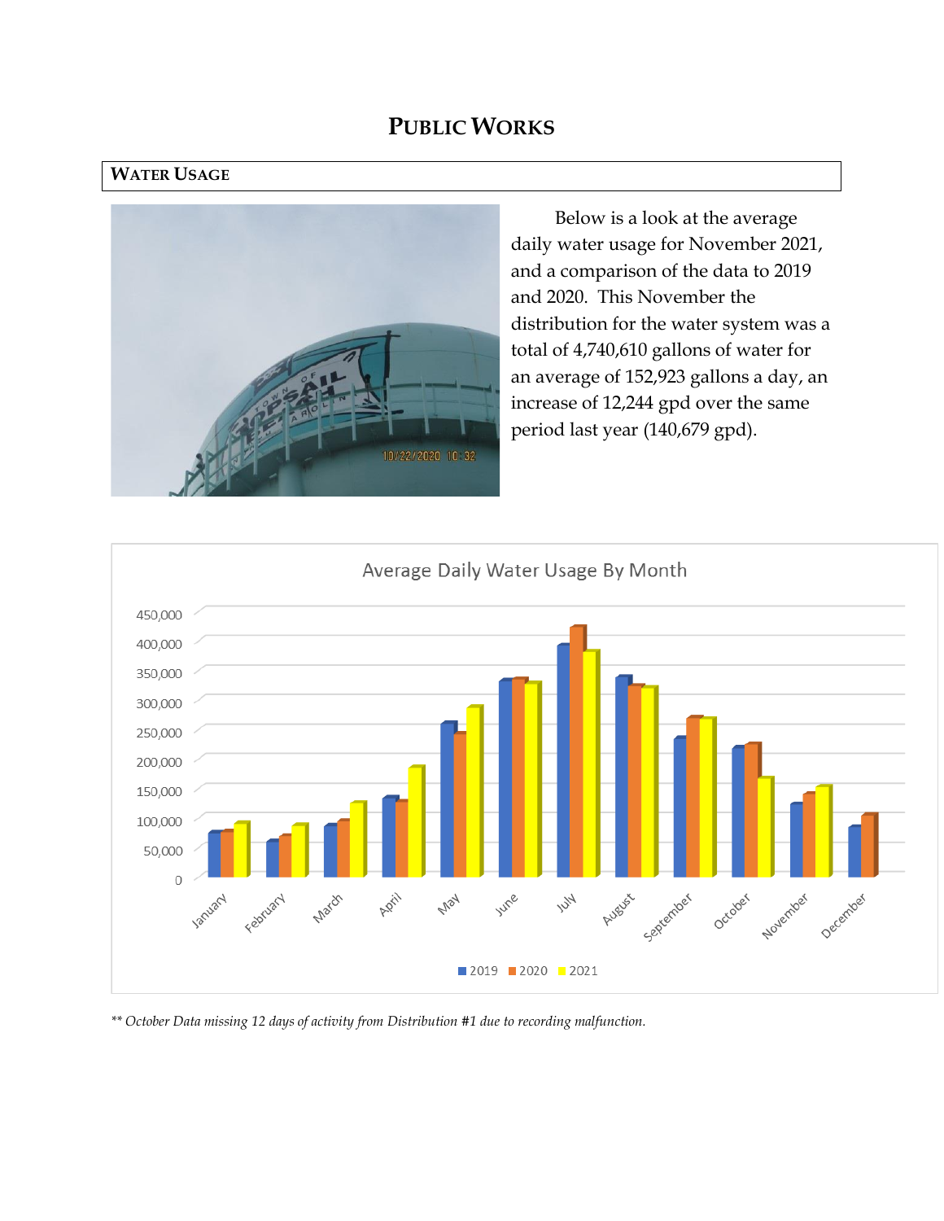# PUBLIC WORKS

## WATER USAGE

Below is a look at the average daily water usage for November 2021, and a comparison of the data to 2019 and 2020. This November the distribution for the water system was a total of 4,740,610 gallons of water for an average of 152,923 gallons a day, an increase of 12,244 gpd over the same period last year (140,679 gpd).

*\*\* October Data missing 12 days of activity from Distribution #1 due to recording malfunction.*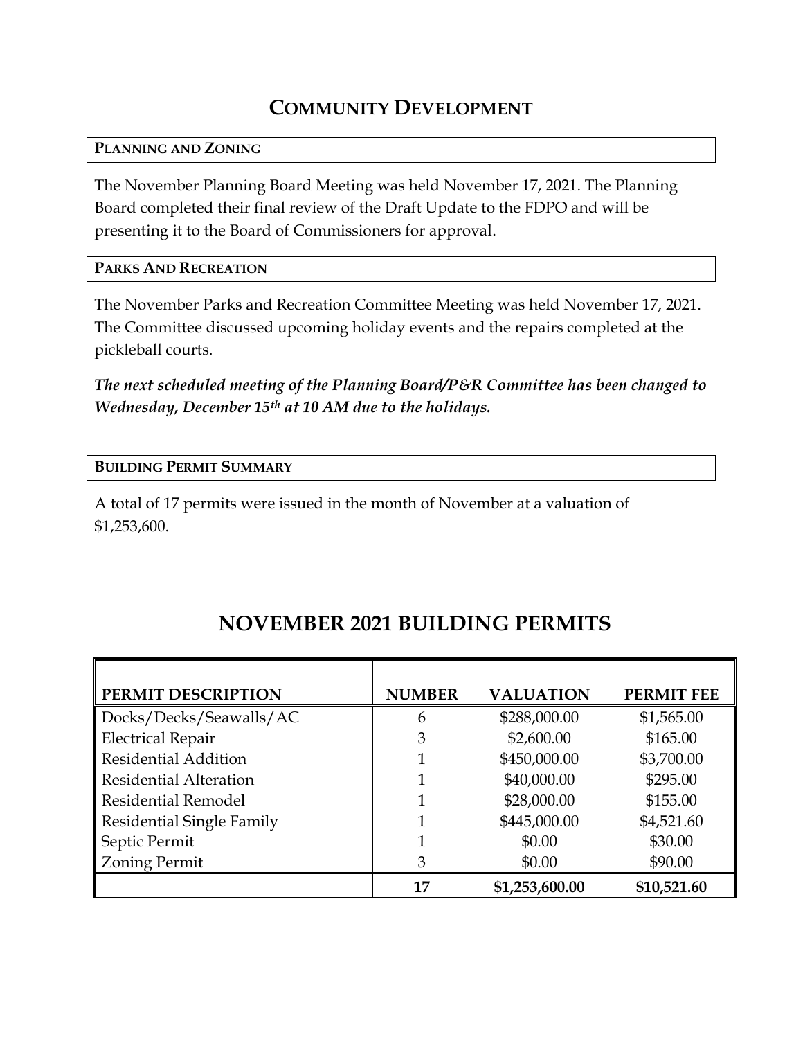# COMMUNITY DEVELOPMENT

## PLANNING AND ZONING

The November Planning Board Meeting was held November 17, 2021. The Planning Board completed their final review of the Draft Update to the FDPO and will be presenting it to the Board of Commissioners for approval.

## PARKS AND RECREATION

The November Parks and Recreation Committee Meeting was held November 17, 2021. The Committee discussed upcoming holiday events and the repairs completed at the pickleball courts.

***The next scheduled meeting of the Planning Board/P&R Committee has been changed to Wednesday, December 15th at 10 AM due to the holidays.***

## BUILDING PERMIT SUMMARY

A total of 17 permits were issued in the month of November at a valuation of $1,253,600.

## NOVEMBER 2021 BUILDING PERMITS

| PERMIT DESCRIPTION | NUMBER | VALUATION | PERMIT FEE |
|---|---|---|---|
| Docks/Decks/Seawalls/AC | 6 | $288,000.00 | $1,565.00 |
| Electrical Repair | 3 | $2,600.00 | $165.00 |
| Residential Addition | 1 | $450,000.00 | $3,700.00 |
| Residential Alteration | 1 | $40,000.00 | $295.00 |
| Residential Remodel | 1 | $28,000.00 | $155.00 |
| Residential Single Family | 1 | $445,000.00 | $4,521.60 |
| Septic Permit | 1 | $0.00 | $30.00 |
| Zoning Permit | 3 | $0.00 | $90.00 |
| | **17** | **$1,253,600.00** | **$10,521.60** |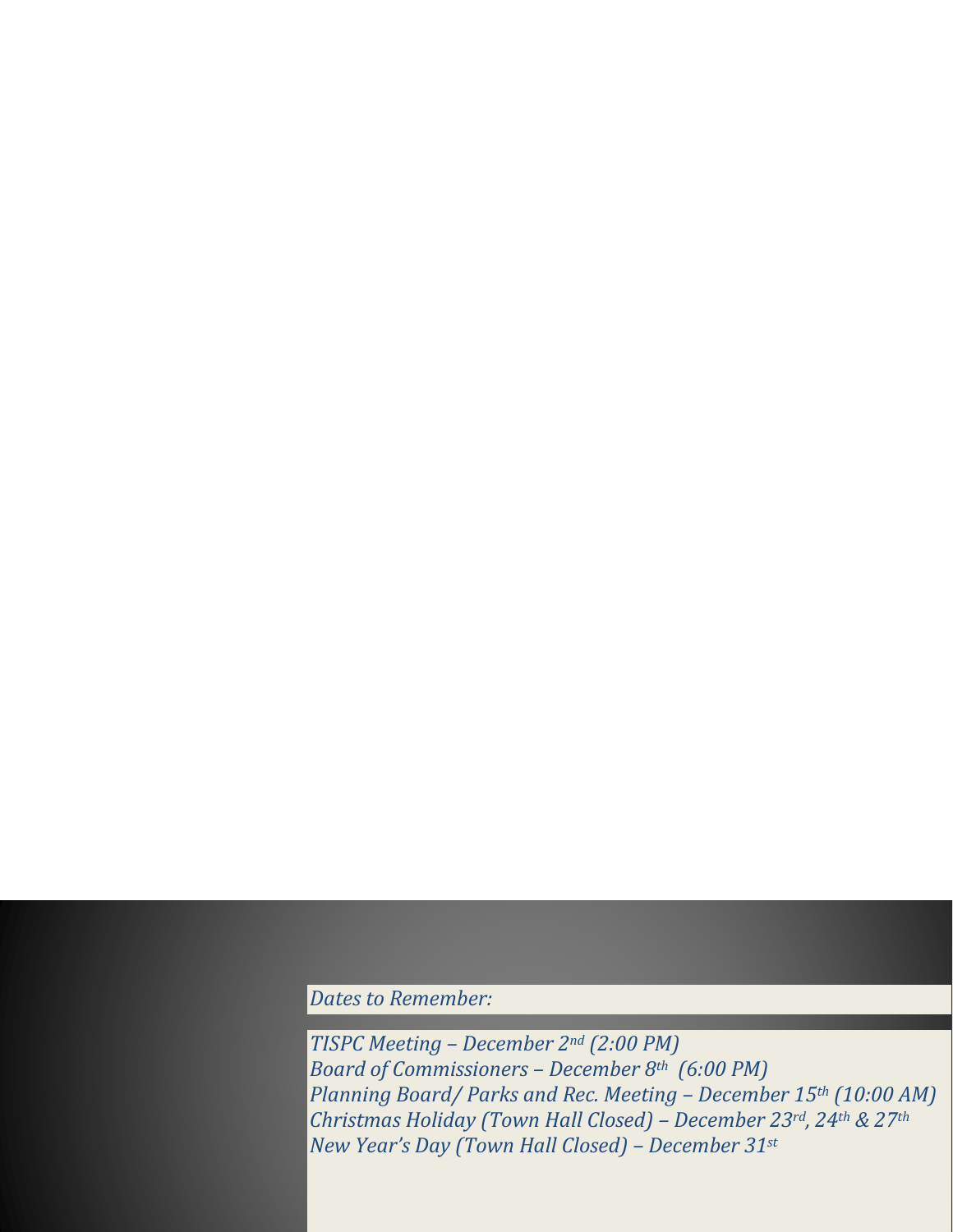*Dates to Remember:*

*TISPC Meeting – December 2nd (2:00 PM)*
*Board of Commissioners – December 8th (6:00 PM)*
*Planning Board/ Parks and Rec. Meeting – December 15th (10:00 AM)*
*Christmas Holiday (Town Hall Closed) – December 23rd, 24th & 27th*
*New Year's Day (Town Hall Closed) – December 31st*